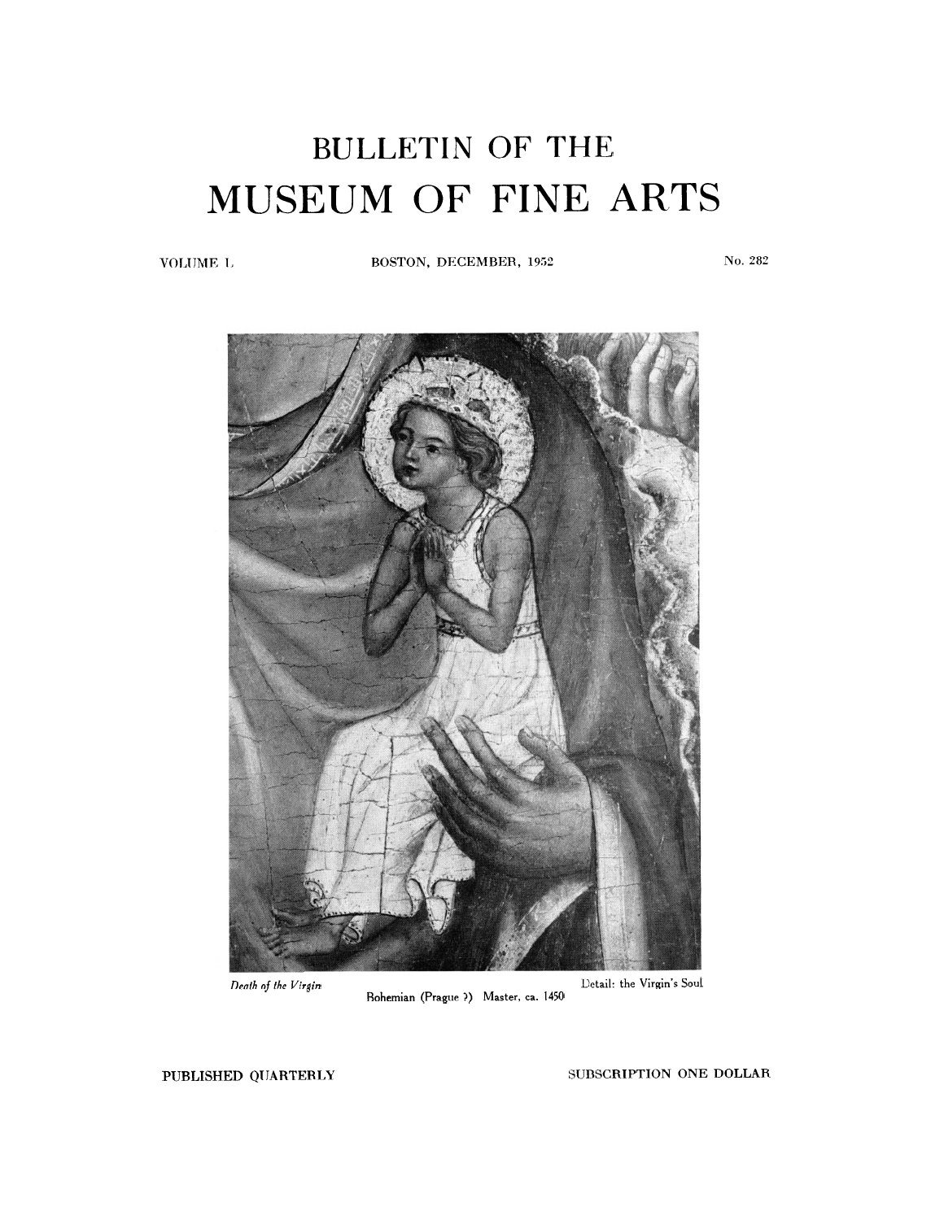# BULLETIN OF THE MUSEUM OF FINE ARTS

VOLUME L — BOSTON, DECEMBER, 1952 — No. 282

*Death of the Virgin* — Bohemian (Prague ?) Master, ca. 1450 — Detail: the Virgin's Soul

PUBLISHED QUARTERLY — SUBSCRIPTION ONE DOLLAR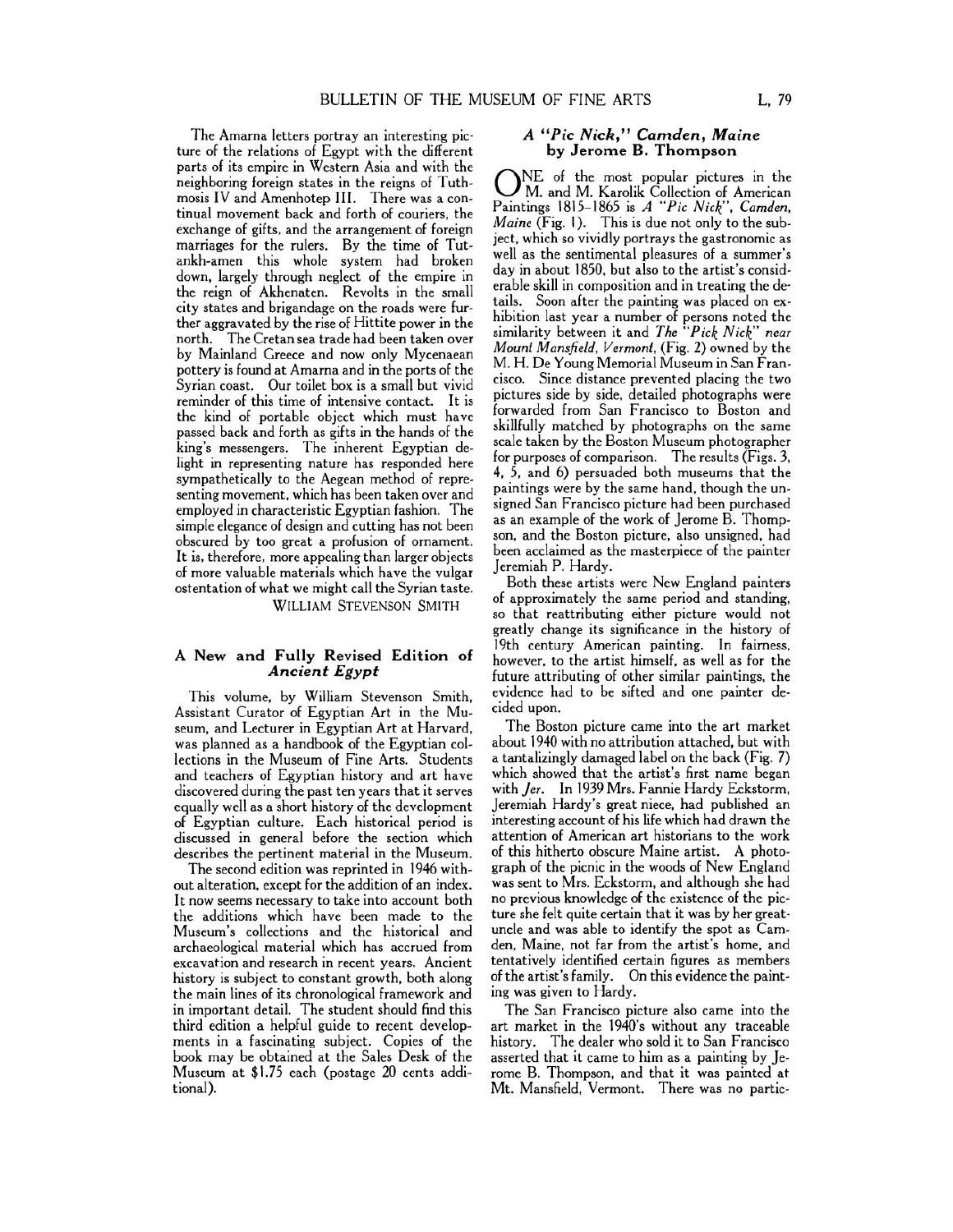The Amarna letters portray an interesting picture of the relations of Egypt with the different parts of its empire in Western Asia and with the neighboring foreign states in the reigns of Tuthmosis IV and Amenhotep III. There was a continual movement back and forth of couriers, the exchange of gifts, and the arrangement of foreign marriages for the rulers. By the time of Tutankh-amen this whole system had broken down, largely through neglect of the empire in the reign of Akhenaten. Revolts in the small city states and brigandage on the roads were further aggravated by the rise of Hittite power in the north. The Cretan sea trade had been taken over by Mainland Greece and now only Mycenaean pottery is found at Amarna and in the ports of the Syrian coast. Our toilet box is a small but vivid reminder of this time of intensive contact. It is the kind of portable object which must have passed back and forth as gifts in the hands of the king's messengers. The inherent Egyptian delight in representing nature has responded here sympathetically to the Aegean method of representing movement, which has been taken over and employed in characteristic Egyptian fashion. The simple elegance of design and cutting has not been obscured by too great a profusion of ornament. It is, therefore, more appealing than larger objects of more valuable materials which have the vulgar ostentation of what we might call the Syrian taste.

WILLIAM STEVENSON SMITH

## A New and Fully Revised Edition of *Ancient Egypt*

This volume, by William Stevenson Smith, Assistant Curator of Egyptian Art in the Museum, and Lecturer in Egyptian Art at Harvard, was planned as a handbook of the Egyptian collections in the Museum of Fine Arts. Students and teachers of Egyptian history and art have discovered during the past ten years that it serves equally well as a short history of the development of Egyptian culture. Each historical period is discussed in general before the section which describes the pertinent material in the Museum.

The second edition was reprinted in 1946 without alteration, except for the addition of an index. It now seems necessary to take into account both the additions which have been made to the Museum's collections and the historical and archaeological material which has accrued from excavation and research in recent years. Ancient history is subject to constant growth, both along the main lines of its chronological framework and in important detail. The student should find this third edition a helpful guide to recent developments in a fascinating subject. Copies of the book may be obtained at the Sales Desk of the Museum at $1.75 each (postage 20 cents additional).

## *A "Pic Nick," Camden, Maine* by Jerome B. Thompson

ONE of the most popular pictures in the M. and M. Karolik Collection of American Paintings 1815–1865 is *A "Pic Nick", Camden, Maine* (Fig. 1). This is due not only to the subject, which so vividly portrays the gastronomic as well as the sentimental pleasures of a summer's day in about 1850, but also to the artist's considerable skill in composition and in treating the details. Soon after the painting was placed on exhibition last year a number of persons noted the similarity between it and *The "Pick Nick" near Mount Mansfield, Vermont*, (Fig. 2) owned by the M. H. De Young Memorial Museum in San Francisco. Since distance prevented placing the two pictures side by side, detailed photographs were forwarded from San Francisco to Boston and skillfully matched by photographs on the same scale taken by the Boston Museum photographer for purposes of comparison. The results (Figs. 3, 4, 5, and 6) persuaded both museums that the paintings were by the same hand, though the unsigned San Francisco picture had been purchased as an example of the work of Jerome B. Thompson, and the Boston picture, also unsigned, had been acclaimed as the masterpiece of the painter Jeremiah P. Hardy.

Both these artists were New England painters of approximately the same period and standing, so that reattributing either picture would not greatly change its significance in the history of 19th century American painting. In fairness, however, to the artist himself, as well as for the future attributing of other similar paintings, the evidence had to be sifted and one painter decided upon.

The Boston picture came into the art market about 1940 with no attribution attached, but with a tantalizingly damaged label on the back (Fig. 7) which showed that the artist's first name began with *Jer*. In 1939 Mrs. Fannie Hardy Eckstorm, Jeremiah Hardy's great niece, had published an interesting account of his life which had drawn the attention of American art historians to the work of this hitherto obscure Maine artist. A photograph of the picnic in the woods of New England was sent to Mrs. Eckstorm, and although she had no previous knowledge of the existence of the picture she felt quite certain that it was by her great-uncle and was able to identify the spot as Camden, Maine, not far from the artist's home, and tentatively identified certain figures as members of the artist's family. On this evidence the painting was given to Hardy.

The San Francisco picture also came into the art market in the 1940's without any traceable history. The dealer who sold it to San Francisco asserted that it came to him as a painting by Jerome B. Thompson, and that it was painted at Mt. Mansfield, Vermont. There was no partic-